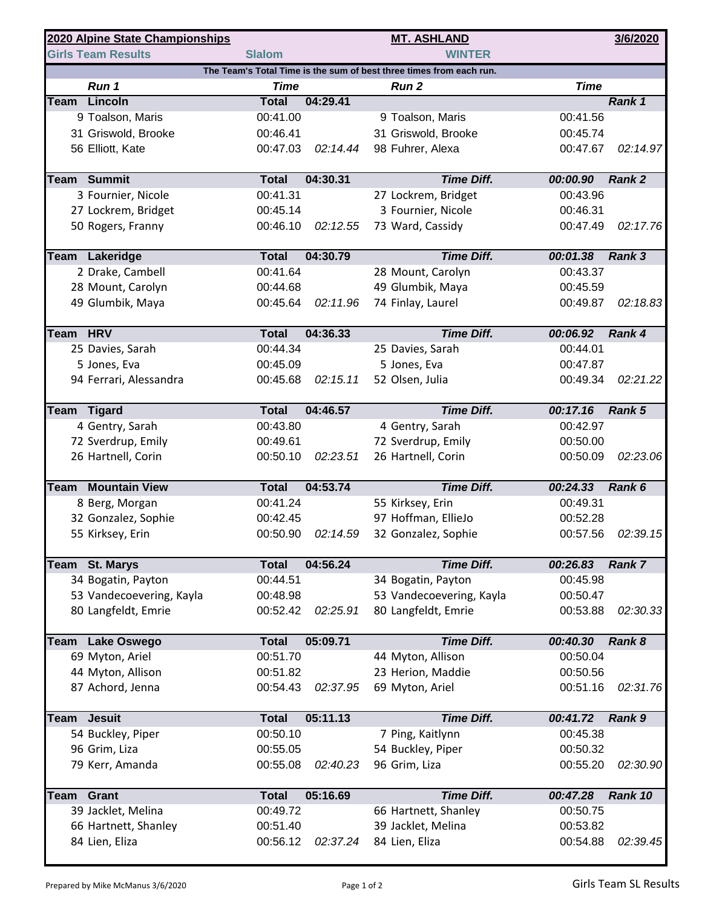**2020 Alpine State Championships** | **MT. ASHLAND** | **3/6/2020**

**Girls Team Results** | **Slalom** | **WINTER**

**The Team's Total Time is the sum of best three times from each run.**

| | Run 1 | Time | | Run 2 | Time | |
|---|---|---|---|---|---|---|
| **Team** | **Lincoln** | **Total** | **04:29.41** | | | **Rank 1** |
| | 9 Toalson, Maris | 00:41.00 | | 9 Toalson, Maris | 00:41.56 | |
| | 31 Griswold, Brooke | 00:46.41 | | 31 Griswold, Brooke | 00:45.74 | |
| | 56 Elliott, Kate | 00:47.03 | *02:14.44* | 98 Fuhrer, Alexa | 00:47.67 | *02:14.97* |
| **Team** | **Summit** | **Total** | **04:30.31** | ***Time Diff.*** | ***00:00.90*** | **Rank 2** |
| | 3 Fournier, Nicole | 00:41.31 | | 27 Lockrem, Bridget | 00:43.96 | |
| | 27 Lockrem, Bridget | 00:45.14 | | 3 Fournier, Nicole | 00:46.31 | |
| | 50 Rogers, Franny | 00:46.10 | *02:12.55* | 73 Ward, Cassidy | 00:47.49 | *02:17.76* |
| **Team** | **Lakeridge** | **Total** | **04:30.79** | ***Time Diff.*** | ***00:01.38*** | **Rank 3** |
| | 2 Drake, Cambell | 00:41.64 | | 28 Mount, Carolyn | 00:43.37 | |
| | 28 Mount, Carolyn | 00:44.68 | | 49 Glumbik, Maya | 00:45.59 | |
| | 49 Glumbik, Maya | 00:45.64 | *02:11.96* | 74 Finlay, Laurel | 00:49.87 | *02:18.83* |
| **Team** | **HRV** | **Total** | **04:36.33** | ***Time Diff.*** | ***00:06.92*** | **Rank 4** |
| | 25 Davies, Sarah | 00:44.34 | | 25 Davies, Sarah | 00:44.01 | |
| | 5 Jones, Eva | 00:45.09 | | 5 Jones, Eva | 00:47.87 | |
| | 94 Ferrari, Alessandra | 00:45.68 | *02:15.11* | 52 Olsen, Julia | 00:49.34 | *02:21.22* |
| **Team** | **Tigard** | **Total** | **04:46.57** | ***Time Diff.*** | ***00:17.16*** | **Rank 5** |
| | 4 Gentry, Sarah | 00:43.80 | | 4 Gentry, Sarah | 00:42.97 | |
| | 72 Sverdrup, Emily | 00:49.61 | | 72 Sverdrup, Emily | 00:50.00 | |
| | 26 Hartnell, Corin | 00:50.10 | *02:23.51* | 26 Hartnell, Corin | 00:50.09 | *02:23.06* |
| **Team** | **Mountain View** | **Total** | **04:53.74** | ***Time Diff.*** | ***00:24.33*** | **Rank 6** |
| | 8 Berg, Morgan | 00:41.24 | | 55 Kirksey, Erin | 00:49.31 | |
| | 32 Gonzalez, Sophie | 00:42.45 | | 97 Hoffman, EllieJo | 00:52.28 | |
| | 55 Kirksey, Erin | 00:50.90 | *02:14.59* | 32 Gonzalez, Sophie | 00:57.56 | *02:39.15* |
| **Team** | **St. Marys** | **Total** | **04:56.24** | ***Time Diff.*** | ***00:26.83*** | **Rank 7** |
| | 34 Bogatin, Payton | 00:44.51 | | 34 Bogatin, Payton | 00:45.98 | |
| | 53 Vandecoevering, Kayla | 00:48.98 | | 53 Vandecoevering, Kayla | 00:50.47 | |
| | 80 Langfeldt, Emrie | 00:52.42 | *02:25.91* | 80 Langfeldt, Emrie | 00:53.88 | *02:30.33* |
| **Team** | **Lake Oswego** | **Total** | **05:09.71** | ***Time Diff.*** | ***00:40.30*** | **Rank 8** |
| | 69 Myton, Ariel | 00:51.70 | | 44 Myton, Allison | 00:50.04 | |
| | 44 Myton, Allison | 00:51.82 | | 23 Herion, Maddie | 00:50.56 | |
| | 87 Achord, Jenna | 00:54.43 | *02:37.95* | 69 Myton, Ariel | 00:51.16 | *02:31.76* |
| **Team** | **Jesuit** | **Total** | **05:11.13** | ***Time Diff.*** | ***00:41.72*** | **Rank 9** |
| | 54 Buckley, Piper | 00:50.10 | | 7 Ping, Kaitlynn | 00:45.38 | |
| | 96 Grim, Liza | 00:55.05 | | 54 Buckley, Piper | 00:50.32 | |
| | 79 Kerr, Amanda | 00:55.08 | *02:40.23* | 96 Grim, Liza | 00:55.20 | *02:30.90* |
| **Team** | **Grant** | **Total** | **05:16.69** | ***Time Diff.*** | ***00:47.28*** | **Rank 10** |
| | 39 Jacklet, Melina | 00:49.72 | | 66 Hartnett, Shanley | 00:50.75 | |
| | 66 Hartnett, Shanley | 00:51.40 | | 39 Jacklet, Melina | 00:53.82 | |
| | 84 Lien, Eliza | 00:56.12 | *02:37.24* | 84 Lien, Eliza | 00:54.88 | *02:39.45* |

Prepared by Mike McManus 3/6/2020

Girls Team SL Results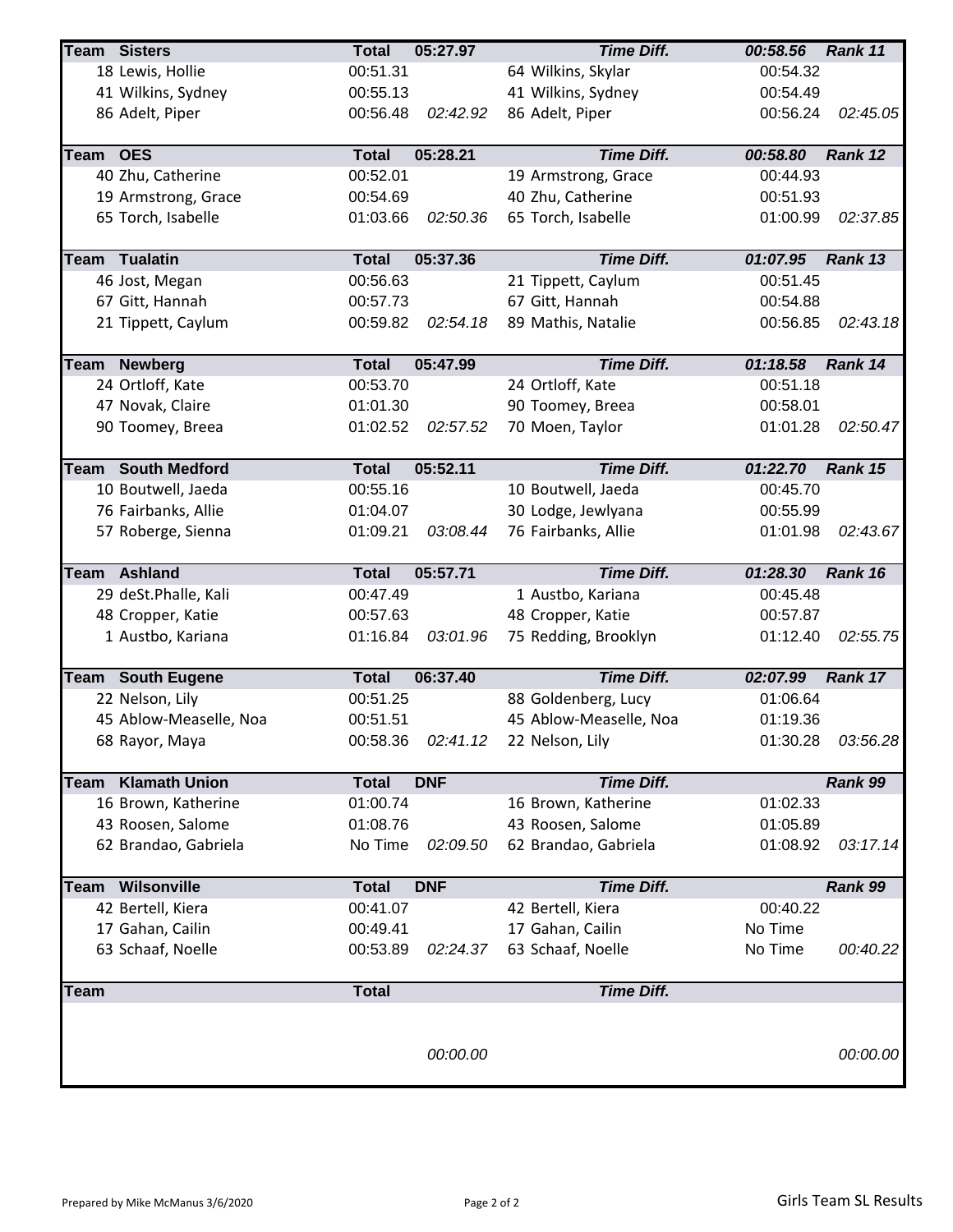| | | | | | | |
|---|---|---|---|---|---|---|
| **Team** | **Sisters** | **Total** | **05:27.97** | ***Time Diff.*** | ***00:58.56*** | ***Rank 11*** |
| | 18 Lewis, Hollie | 00:51.31 | | 64 Wilkins, Skylar | 00:54.32 | |
| | 41 Wilkins, Sydney | 00:55.13 | | 41 Wilkins, Sydney | 00:54.49 | |
| | 86 Adelt, Piper | 00:56.48 | *02:42.92* | 86 Adelt, Piper | 00:56.24 | *02:45.05* |
| **Team** | **OES** | **Total** | **05:28.21** | ***Time Diff.*** | ***00:58.80*** | ***Rank 12*** |
| | 40 Zhu, Catherine | 00:52.01 | | 19 Armstrong, Grace | 00:44.93 | |
| | 19 Armstrong, Grace | 00:54.69 | | 40 Zhu, Catherine | 00:51.93 | |
| | 65 Torch, Isabelle | 01:03.66 | *02:50.36* | 65 Torch, Isabelle | 01:00.99 | *02:37.85* |
| **Team** | **Tualatin** | **Total** | **05:37.36** | ***Time Diff.*** | ***01:07.95*** | ***Rank 13*** |
| | 46 Jost, Megan | 00:56.63 | | 21 Tippett, Caylum | 00:51.45 | |
| | 67 Gitt, Hannah | 00:57.73 | | 67 Gitt, Hannah | 00:54.88 | |
| | 21 Tippett, Caylum | 00:59.82 | *02:54.18* | 89 Mathis, Natalie | 00:56.85 | *02:43.18* |
| **Team** | **Newberg** | **Total** | **05:47.99** | ***Time Diff.*** | ***01:18.58*** | ***Rank 14*** |
| | 24 Ortloff, Kate | 00:53.70 | | 24 Ortloff, Kate | 00:51.18 | |
| | 47 Novak, Claire | 01:01.30 | | 90 Toomey, Breea | 00:58.01 | |
| | 90 Toomey, Breea | 01:02.52 | *02:57.52* | 70 Moen, Taylor | 01:01.28 | *02:50.47* |
| **Team** | **South Medford** | **Total** | **05:52.11** | ***Time Diff.*** | ***01:22.70*** | ***Rank 15*** |
| | 10 Boutwell, Jaeda | 00:55.16 | | 10 Boutwell, Jaeda | 00:45.70 | |
| | 76 Fairbanks, Allie | 01:04.07 | | 30 Lodge, Jewlyana | 00:55.99 | |
| | 57 Roberge, Sienna | 01:09.21 | *03:08.44* | 76 Fairbanks, Allie | 01:01.98 | *02:43.67* |
| **Team** | **Ashland** | **Total** | **05:57.71** | ***Time Diff.*** | ***01:28.30*** | ***Rank 16*** |
| | 29 deSt.Phalle, Kali | 00:47.49 | | 1 Austbo, Kariana | 00:45.48 | |
| | 48 Cropper, Katie | 00:57.63 | | 48 Cropper, Katie | 00:57.87 | |
| | 1 Austbo, Kariana | 01:16.84 | *03:01.96* | 75 Redding, Brooklyn | 01:12.40 | *02:55.75* |
| **Team** | **South Eugene** | **Total** | **06:37.40** | ***Time Diff.*** | ***02:07.99*** | ***Rank 17*** |
| | 22 Nelson, Lily | 00:51.25 | | 88 Goldenberg, Lucy | 01:06.64 | |
| | 45 Ablow-Measelle, Noa | 00:51.51 | | 45 Ablow-Measelle, Noa | 01:19.36 | |
| | 68 Rayor, Maya | 00:58.36 | *02:41.12* | 22 Nelson, Lily | 01:30.28 | *03:56.28* |
| **Team** | **Klamath Union** | **Total** | **DNF** | ***Time Diff.*** | | ***Rank 99*** |
| | 16 Brown, Katherine | 01:00.74 | | 16 Brown, Katherine | 01:02.33 | |
| | 43 Roosen, Salome | 01:08.76 | | 43 Roosen, Salome | 01:05.89 | |
| | 62 Brandao, Gabriela | No Time | *02:09.50* | 62 Brandao, Gabriela | 01:08.92 | *03:17.14* |
| **Team** | **Wilsonville** | **Total** | **DNF** | ***Time Diff.*** | | ***Rank 99*** |
| | 42 Bertell, Kiera | 00:41.07 | | 42 Bertell, Kiera | 00:40.22 | |
| | 17 Gahan, Cailin | 00:49.41 | | 17 Gahan, Cailin | No Time | |
| | 63 Schaaf, Noelle | 00:53.89 | *02:24.37* | 63 Schaaf, Noelle | No Time | *00:40.22* |
| **Team** | | **Total** | | ***Time Diff.*** | | |
| | | | *00:00.00* | | | *00:00.00* |

Prepared by Mike McManus 3/6/2020

Girls Team SL Results